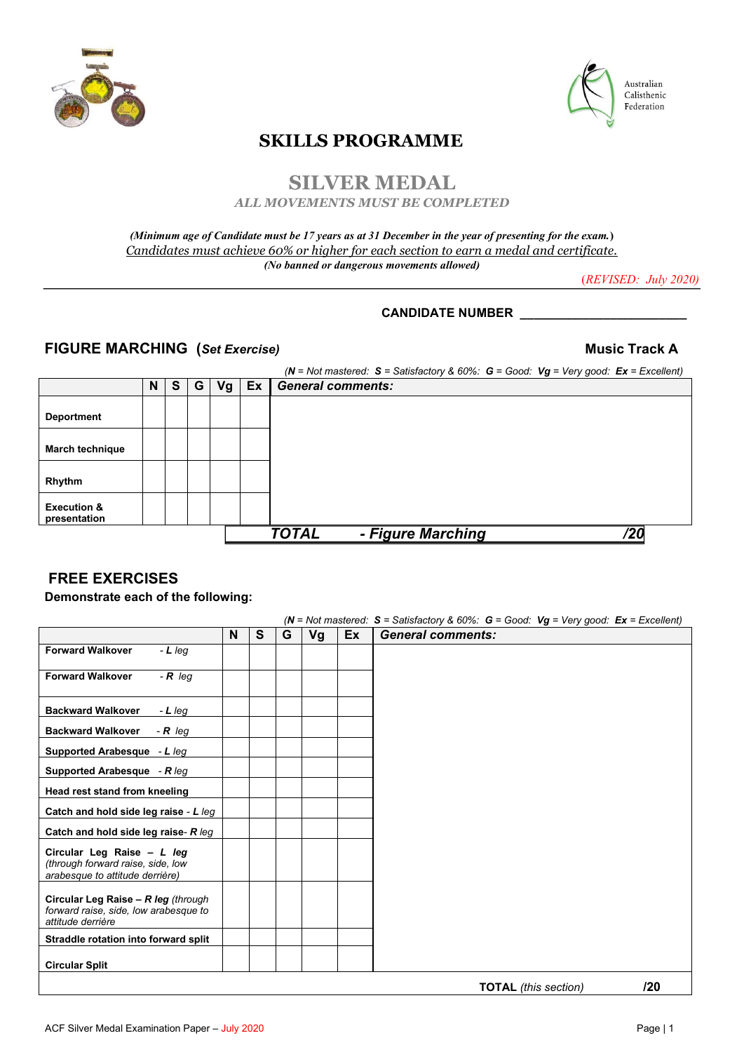Australian Calisthenic Federation

# SKILLS PROGRAMME

## SILVER MEDAL

*ALL MOVEMENTS MUST BE COMPLETED*

*(Minimum age of Candidate must be 17 years as at 31 December in the year of presenting for the exam.)*

Candidates must achieve 60% or higher for each section to earn a medal and certificate.

*(No banned or dangerous movements allowed)*

*(REVISED: July 2020)*

**CANDIDATE NUMBER** ________________________

## FIGURE MARCHING (*Set Exercise*) — Music Track A

*(N = Not mastered: S = Satisfactory & 60%: G = Good: Vg = Very good: Ex = Excellent)*

| | N | S | G | Vg | Ex | General comments: |
|---|---|---|---|---|---|---|
| **Deportment** | | | | | | |
| **March technique** | | | | | | |
| **Rhythm** | | | | | | |
| **Execution & presentation** | | | | | | |
| | | | | | | ***TOTAL - Figure Marching /20*** |

## FREE EXERCISES

**Demonstrate each of the following:**

*(N = Not mastered: S = Satisfactory & 60%: G = Good: Vg = Very good: Ex = Excellent)*

| | N | S | G | Vg | Ex | General comments: |
|---|---|---|---|---|---|---|
| **Forward Walkover** - ***L*** *leg* | | | | | | |
| **Forward Walkover** - ***R*** *leg* | | | | | | |
| **Backward Walkover** - ***L*** *leg* | | | | | | |
| **Backward Walkover** - ***R*** *leg* | | | | | | |
| **Supported Arabesque** - ***L*** *leg* | | | | | | |
| **Supported Arabesque** - ***R*** *leg* | | | | | | |
| **Head rest stand from kneeling** | | | | | | |
| **Catch and hold side leg raise** - ***L*** *leg* | | | | | | |
| **Catch and hold side leg raise**- ***R*** *leg* | | | | | | |
| **Circular Leg Raise – *L leg*** *(through forward raise, side, low arabesque to attitude derrière)* | | | | | | |
| **Circular Leg Raise – *R leg*** *(through forward raise, side, low arabesque to attitude derrière)* | | | | | | |
| **Straddle rotation into forward split** | | | | | | |
| **Circular Split** | | | | | | |
| | | | | | | **TOTAL** *(this section)* **/20** |

ACF Silver Medal Examination Paper – July 2020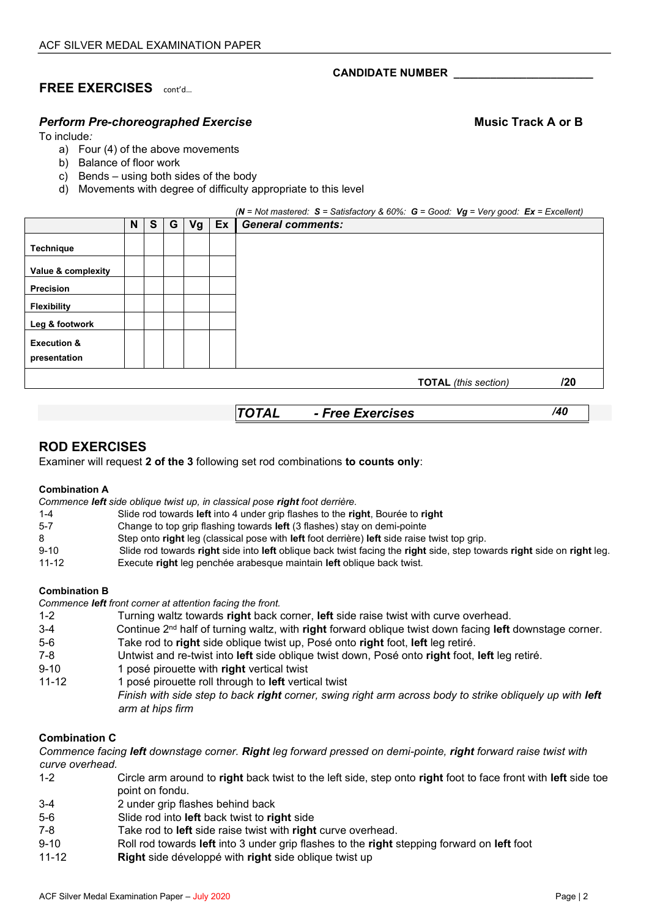CANDIDATE NUMBER ______________________

## FREE EXERCISES cont'd…

### *Perform Pre-choreographed Exercise* — Music Track A or B

To include*:*

a) Four (4) of the above movements
b) Balance of floor work
c) Bends – using both sides of the body
d) Movements with degree of difficulty appropriate to this level

*(**N** = Not mastered: **S** = Satisfactory & 60%: **G** = Good: **Vg** = Very good: **Ex** = Excellent)*

| | N | S | G | Vg | Ex | *General comments:* |
|---|---|---|---|---|---|---|
| **Technique** | | | | | | |
| **Value & complexity** | | | | | | |
| **Precision** | | | | | | |
| **Flexibility** | | | | | | |
| **Leg & footwork** | | | | | | |
| **Execution & presentation** | | | | | | |
| | | | | | | **TOTAL** *(this section)* /20 |

***TOTAL - Free Exercises*** ***/40***

## ROD EXERCISES

Examiner will request **2 of the 3** following set rod combinations **to counts only**:

**Combination A**

*Commence **left** side oblique twist up, in classical pose **right** foot derrière.*

| | |
|---|---|
| 1-4 | Slide rod towards **left** into 4 under grip flashes to the **right**, Bourée to **right** |
| 5-7 | Change to top grip flashing towards **left** (3 flashes) stay on demi-pointe |
| 8 | Step onto **right** leg (classical pose with **left** foot derrière) **left** side raise twist top grip. |
| 9-10 | Slide rod towards **right** side into **left** oblique back twist facing the **right** side, step towards **right** side on **right** leg. |
| 11-12 | Execute **right** leg penchée arabesque maintain **left** oblique back twist. |

**Combination B**

*Commence **left** front corner at attention facing the front.*

| | |
|---|---|
| 1-2 | Turning waltz towards **right** back corner, **left** side raise twist with curve overhead. |
| 3-4 | Continue 2nd half of turning waltz, with **right** forward oblique twist down facing **left** downstage corner. |
| 5-6 | Take rod to **right** side oblique twist up, Posé onto **right** foot, **left** leg retiré. |
| 7-8 | Untwist and re-twist into **left** side oblique twist down, Posé onto **right** foot, **left** leg retiré. |
| 9-10 | 1 posé pirouette with **right** vertical twist |
| 11-12 | 1 posé pirouette roll through to **left** vertical twist<br>*Finish with side step to back **right** corner, swing right arm across body to strike obliquely up with **left** arm at hips firm* |

**Combination C**

*Commence facing **left** downstage corner. **Right** leg forward pressed on demi-pointe, **right** forward raise twist with curve overhead.*

| | |
|---|---|
| 1-2 | Circle arm around to **right** back twist to the left side, step onto **right** foot to face front with **left** side toe point on fondu. |
| 3-4 | 2 under grip flashes behind back |
| 5-6 | Slide rod into **left** back twist to **right** side |
| 7-8 | Take rod to **left** side raise twist with **right** curve overhead. |
| 9-10 | Roll rod towards **left** into 3 under grip flashes to the **right** stepping forward on **left** foot |
| 11-12 | **Right** side développé with **right** side oblique twist up |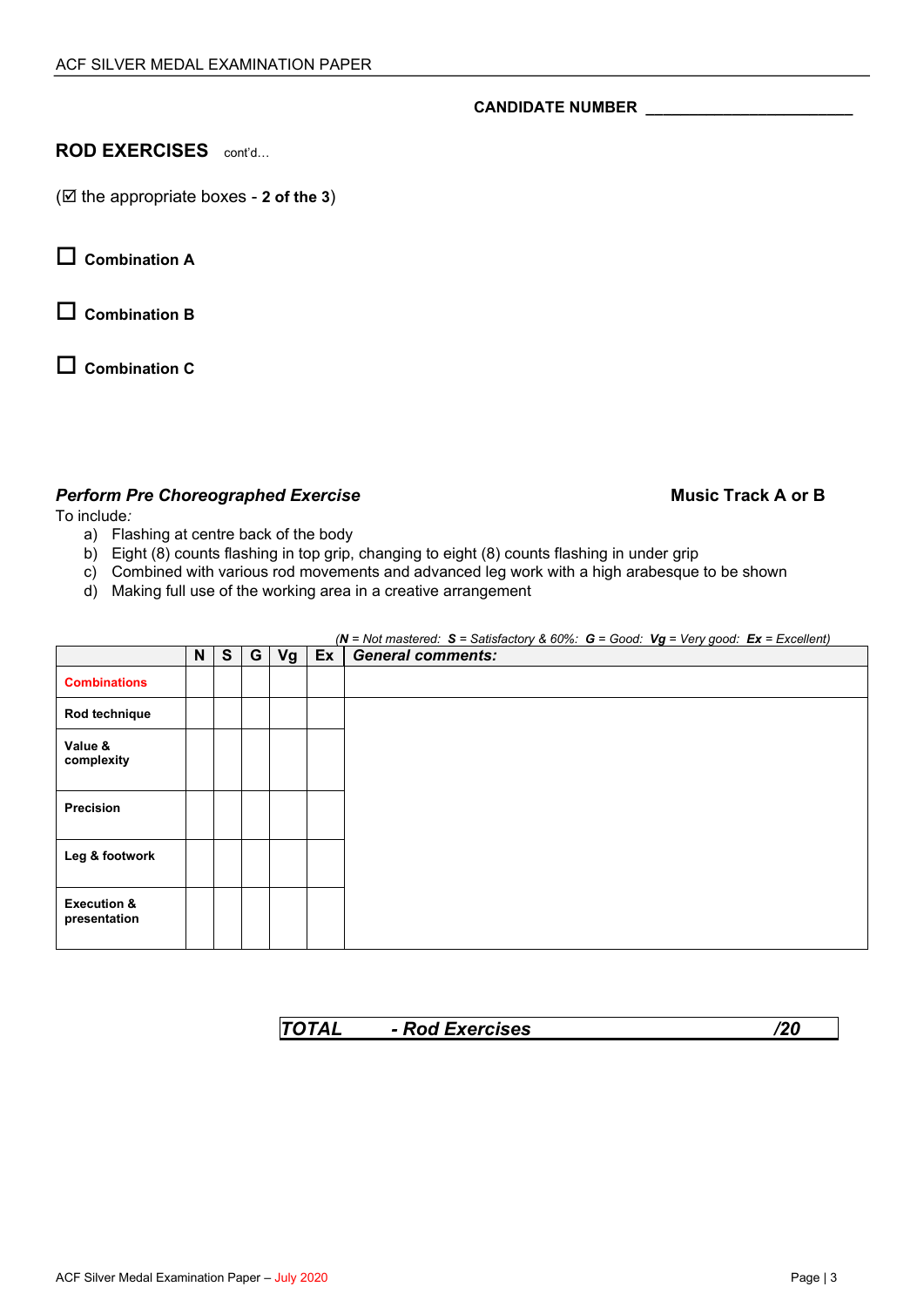CANDIDATE NUMBER ________________________

## ROD EXERCISES cont'd…

(☑ the appropriate boxes - **2 of the 3**)

☐ **Combination A**

☐ **Combination B**

☐ **Combination C**

### *Perform Pre Choreographed Exercise* **Music Track A or B**

To include*:*

a) Flashing at centre back of the body
b) Eight (8) counts flashing in top grip, changing to eight (8) counts flashing in under grip
c) Combined with various rod movements and advanced leg work with a high arabesque to be shown
d) Making full use of the working area in a creative arrangement

*(**N** = Not mastered: **S** = Satisfactory & 60%: **G** = Good: **Vg** = Very good: **Ex** = Excellent)*

| | N | S | G | Vg | Ex | *General comments:* |
|---|---|---|---|---|---|---|
| **Combinations** | | | | | | |
| **Rod technique** | | | | | | |
| **Value & complexity** | | | | | | |
| **Precision** | | | | | | |
| **Leg & footwork** | | | | | | |
| **Execution & presentation** | | | | | | |

***TOTAL - Rod Exercises /20***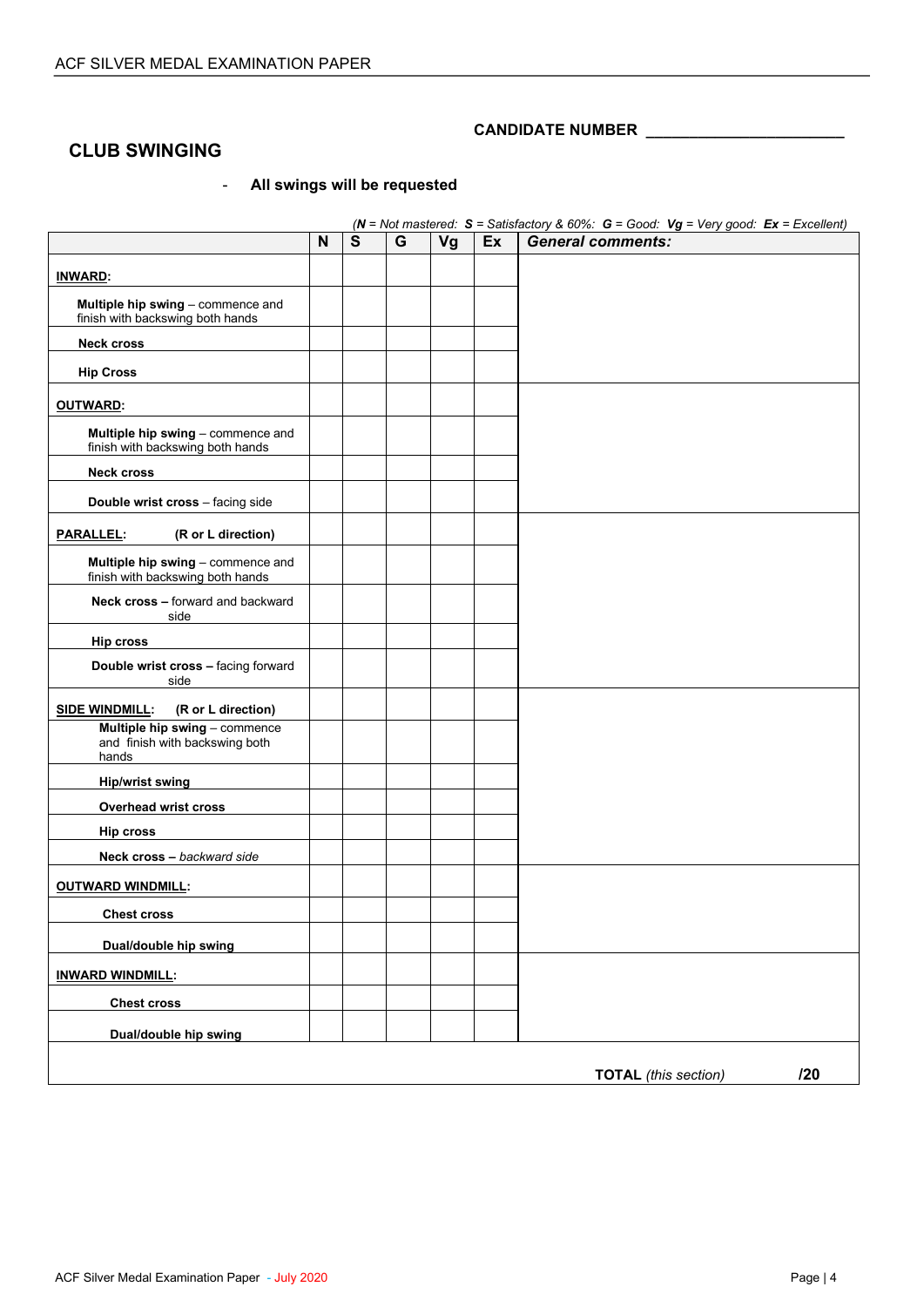CANDIDATE NUMBER ______________________

## CLUB SWINGING

- **All swings will be requested**

*(**N** = Not mastered: **S** = Satisfactory & 60%: **G** = Good: **Vg** = Very good: **Ex** = Excellent)*

| | N | S | G | Vg | Ex | *General comments:* |
|---|---|---|---|---|---|---|
| **INWARD:** | | | | | | |
| **Multiple hip swing** – commence and finish with backswing both hands | | | | | | |
| **Neck cross** | | | | | | |
| **Hip Cross** | | | | | | |
| **OUTWARD:** | | | | | | |
| **Multiple hip swing** – commence and finish with backswing both hands | | | | | | |
| **Neck cross** | | | | | | |
| **Double wrist cross** – facing side | | | | | | |
| **PARALLEL:** (R or L direction) | | | | | | |
| **Multiple hip swing** – commence and finish with backswing both hands | | | | | | |
| **Neck cross –** forward and backward side | | | | | | |
| **Hip cross** | | | | | | |
| **Double wrist cross –** facing forward side | | | | | | |
| **SIDE WINDMILL:** (R or L direction) | | | | | | |
| **Multiple hip swing** – commence and finish with backswing both hands | | | | | | |
| **Hip/wrist swing** | | | | | | |
| **Overhead wrist cross** | | | | | | |
| **Hip cross** | | | | | | |
| **Neck cross –** *backward side* | | | | | | |
| **OUTWARD WINDMILL:** | | | | | | |
| **Chest cross** | | | | | | |
| **Dual/double hip swing** | | | | | | |
| **INWARD WINDMILL:** | | | | | | |
| **Chest cross** | | | | | | |
| **Dual/double hip swing** | | | | | | |

**TOTAL** *(this section)* **/20**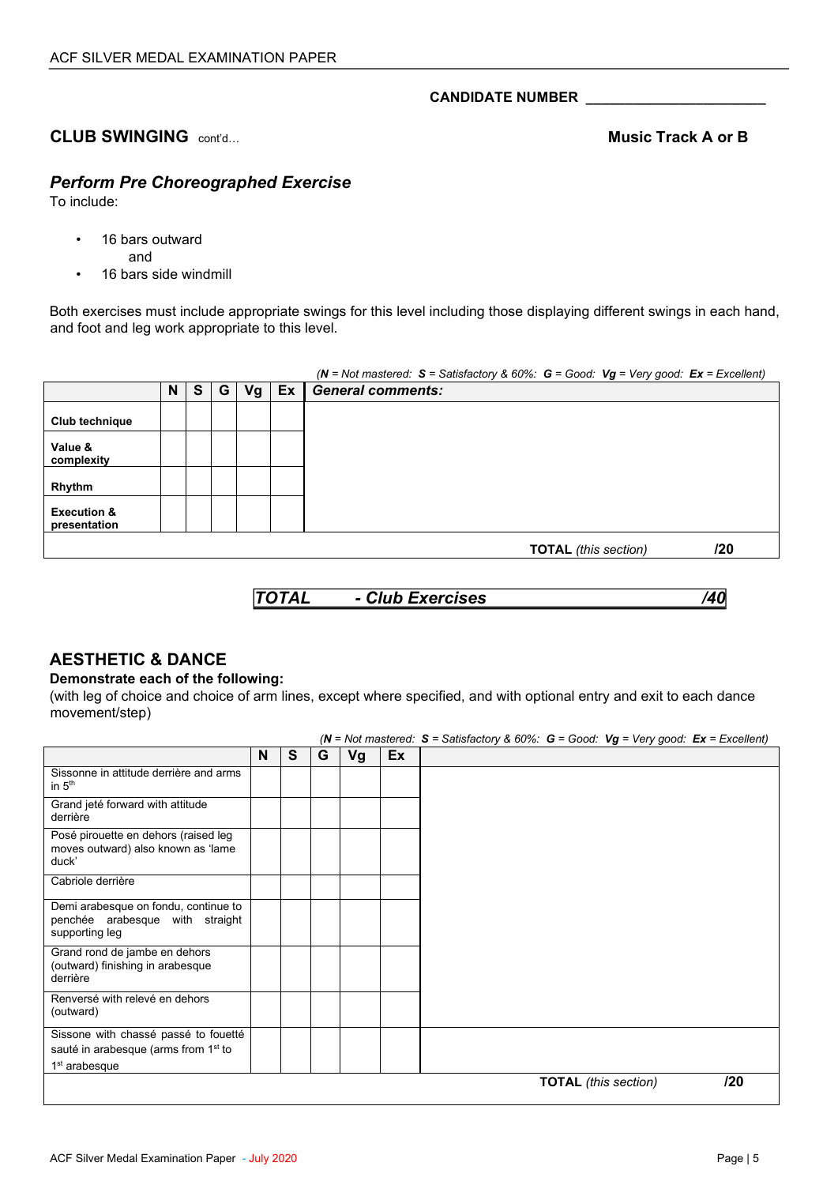CANDIDATE NUMBER ______________________

## CLUB SWINGING cont'd…

**Music Track A or B**

### *Perform Pre Choreographed Exercise*

To include:

- 16 bars outward
  and
- 16 bars side windmill

Both exercises must include appropriate swings for this level including those displaying different swings in each hand, and foot and leg work appropriate to this level.

*(**N** = Not mastered: **S** = Satisfactory & 60%: **G** = Good: **Vg** = Very good: **Ex** = Excellent)*

| | N | S | G | Vg | Ex | *General comments:* |
|---|---|---|---|---|---|---|
| **Club technique** | | | | | | |
| **Value & complexity** | | | | | | |
| **Rhythm** | | | | | | |
| **Execution & presentation** | | | | | | |
| | | | | | | **TOTAL** *(this section)* /20 |

***TOTAL - Club Exercises /40***

## AESTHETIC & DANCE

**Demonstrate each of the following:**

(with leg of choice and choice of arm lines, except where specified, and with optional entry and exit to each dance movement/step)

*(**N** = Not mastered: **S** = Satisfactory & 60%: **G** = Good: **Vg** = Very good: **Ex** = Excellent)*

| | N | S | G | Vg | Ex | |
|---|---|---|---|---|---|---|
| Sissonne in attitude derrière and arms in 5th | | | | | | |
| Grand jeté forward with attitude derrière | | | | | | |
| Posé pirouette en dehors (raised leg moves outward) also known as 'lame duck' | | | | | | |
| Cabriole derrière | | | | | | |
| Demi arabesque on fondu, continue to penchée arabesque with straight supporting leg | | | | | | |
| Grand rond de jambe en dehors (outward) finishing in arabesque derrière | | | | | | |
| Renversé with relevé en dehors (outward) | | | | | | |
| Sissone with chassé passé to fouetté sauté in arabesque (arms from 1st to 1st arabesque | | | | | | |
| | | | | | | **TOTAL** *(this section)* /20 |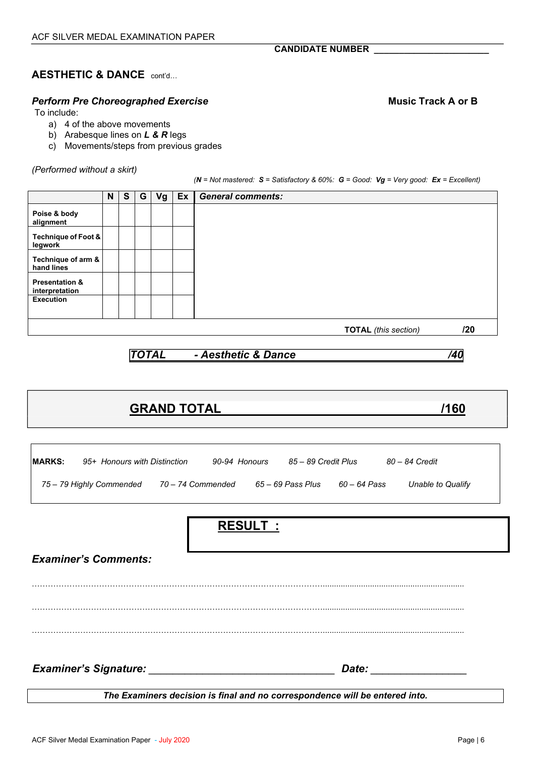ACF SILVER MEDAL EXAMINATION PAPER

**CANDIDATE NUMBER** ______________________

## AESTHETIC & DANCE cont'd…

***Perform Pre Choreographed Exercise*** **Music Track A or B**

To include:

a) 4 of the above movements
b) Arabesque lines on ***L*** **&** ***R*** legs
c) Movements/steps from previous grades

*(Performed without a skirt)*

*(**N** = Not mastered: **S** = Satisfactory & 60%: **G** = Good: **Vg** = Very good: **Ex** = Excellent)*

| | N | S | G | Vg | Ex | *General comments:* |
|---|---|---|---|---|---|---|
| **Poise & body alignment** | | | | | | |
| **Technique of Foot & legwork** | | | | | | |
| **Technique of arm & hand lines** | | | | | | |
| **Presentation & interpretation** | | | | | | |
| **Execution** | | | | | | |
| | | | | | | **TOTAL** *(this section)* **/20** |

***TOTAL - Aesthetic & Dance /40***

**GRAND TOTAL /160**

**MARKS:** *95+ Honours with Distinction* *90-94 Honours* *85 – 89 Credit Plus* *80 – 84 Credit*
*75 – 79 Highly Commended* *70 – 74 Commended* *65 – 69 Pass Plus* *60 – 64 Pass* *Unable to Qualify*

**RESULT :**

***Examiner's Comments:***

……………………………………………………………………………………………………………………………

……………………………………………………………………………………………………………………………

……………………………………………………………………………………………………………………………

***Examiner's Signature:*** ________________________________ ***Date:*** ________________

***The Examiners decision is final and no correspondence will be entered into.***

ACF Silver Medal Examination Paper - July 2020